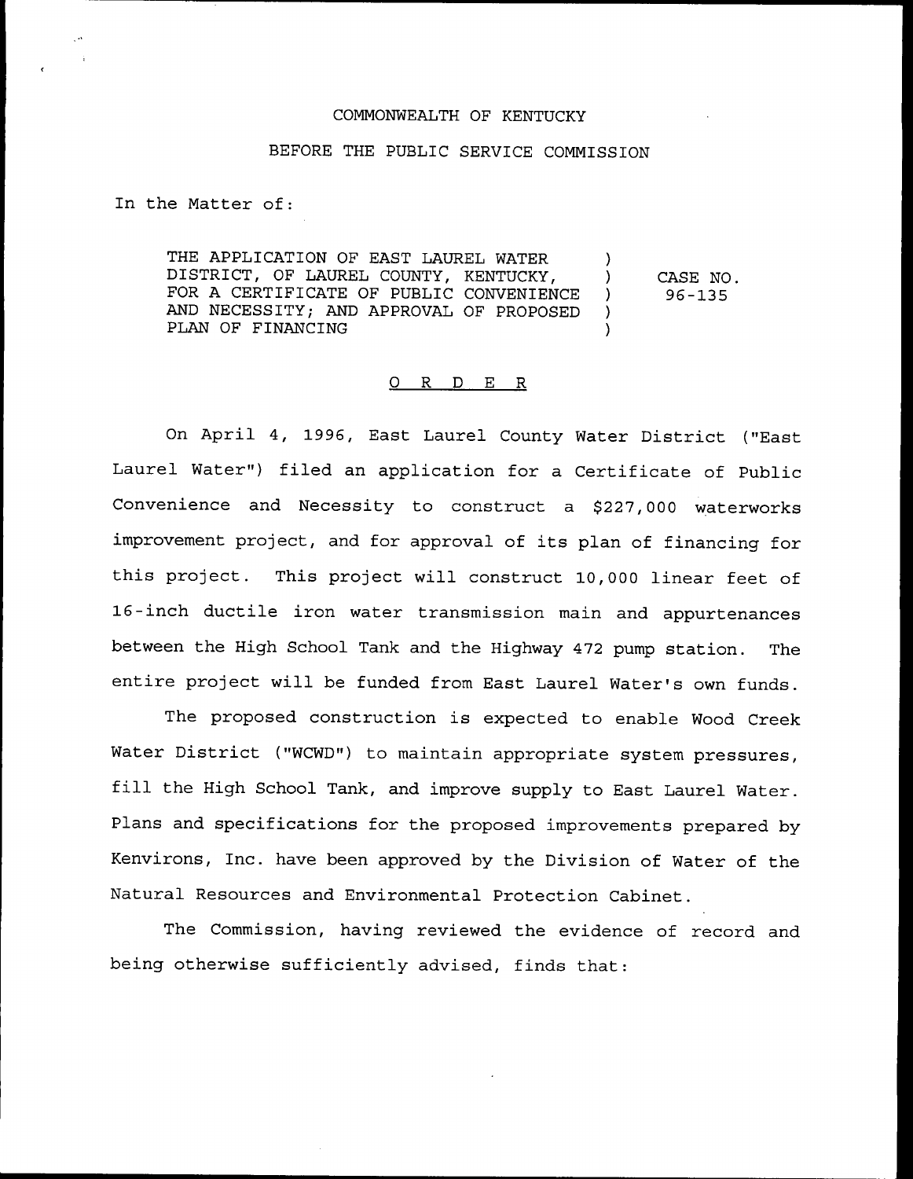COMMONWEALTH OF KENTUCKY

BEFORE THE PUBLIC SERVICE COMMISSION

In the Matter of:

| | | |
|---|---|---|
| THE APPLICATION OF EAST LAUREL WATER DISTRICT, OF LAUREL COUNTY, KENTUCKY, FOR A CERTIFICATE OF PUBLIC CONVENIENCE AND NECESSITY; AND APPROVAL OF PROPOSED PLAN OF FINANCING | ) | CASE NO. 96-135 |

## O R D E R

On April 4, 1996, East Laurel County Water District ("East Laurel Water") filed an application for a Certificate of Public Convenience and Necessity to construct a $227,000 waterworks improvement project, and for approval of its plan of financing for this project. This project will construct 10,000 linear feet of 16-inch ductile iron water transmission main and appurtenances between the High School Tank and the Highway 472 pump station. The entire project will be funded from East Laurel Water's own funds.

The proposed construction is expected to enable Wood Creek Water District ("WCWD") to maintain appropriate system pressures, fill the High School Tank, and improve supply to East Laurel Water. Plans and specifications for the proposed improvements prepared by Kenvirons, Inc. have been approved by the Division of Water of the Natural Resources and Environmental Protection Cabinet.

The Commission, having reviewed the evidence of record and being otherwise sufficiently advised, finds that: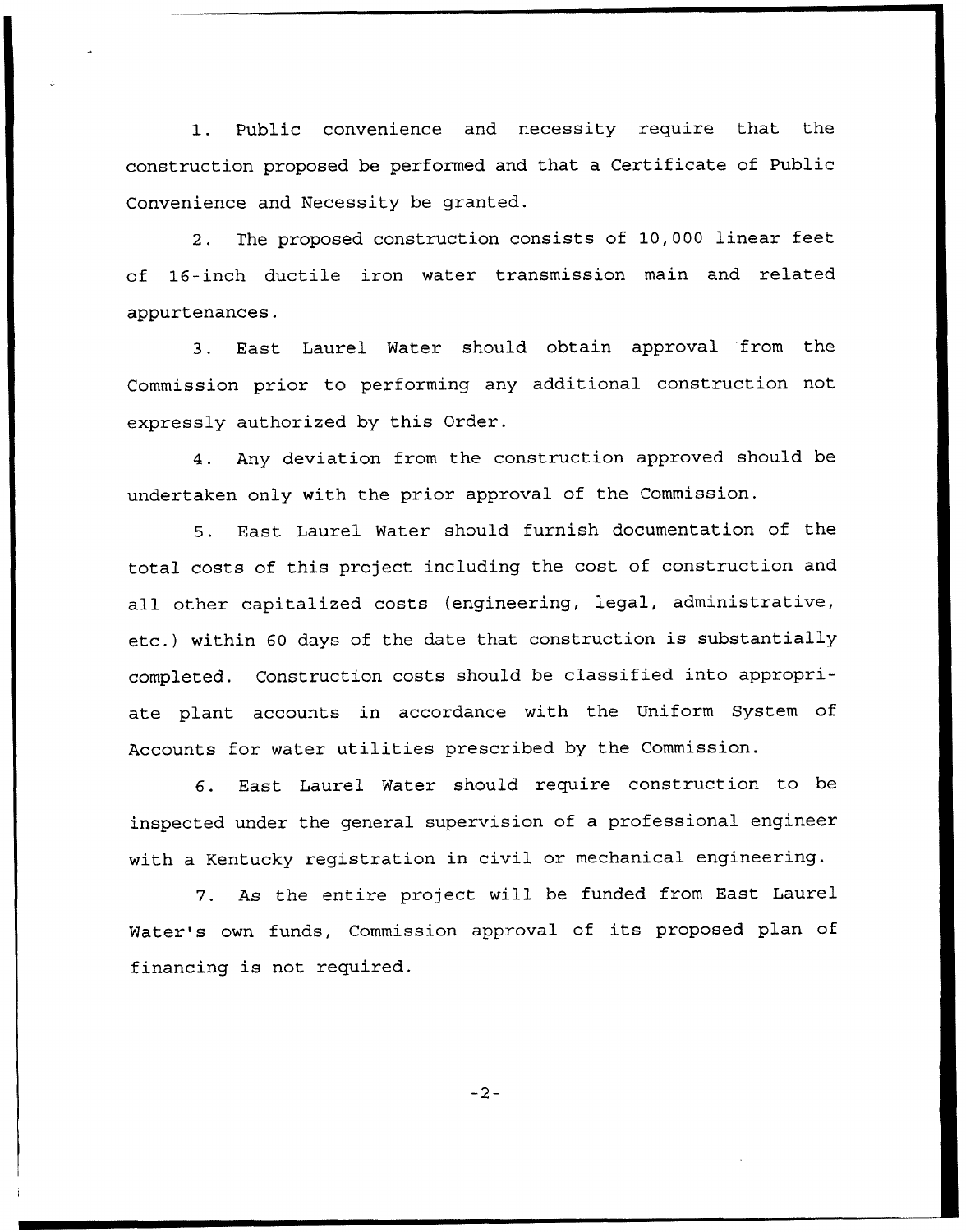1. Public convenience and necessity require that the construction proposed be performed and that a Certificate of Public Convenience and Necessity be granted.

2. The proposed construction consists of 10,000 linear feet of 16-inch ductile iron water transmission main and related appurtenances.

3. East Laurel Water should obtain approval from the Commission prior to performing any additional construction not expressly authorized by this Order.

4. Any deviation from the construction approved should be undertaken only with the prior approval of the Commission.

5. East Laurel Water should furnish documentation of the total costs of this project including the cost of construction and all other capitalized costs (engineering, legal, administrative, etc.) within 60 days of the date that construction is substantially completed. Construction costs should be classified into appropriate plant accounts in accordance with the Uniform System of Accounts for water utilities prescribed by the Commission.

6. East Laurel Water should require construction to be inspected under the general supervision of a professional engineer with a Kentucky registration in civil or mechanical engineering.

7. As the entire project will be funded from East Laurel Water's own funds, Commission approval of its proposed plan of financing is not required.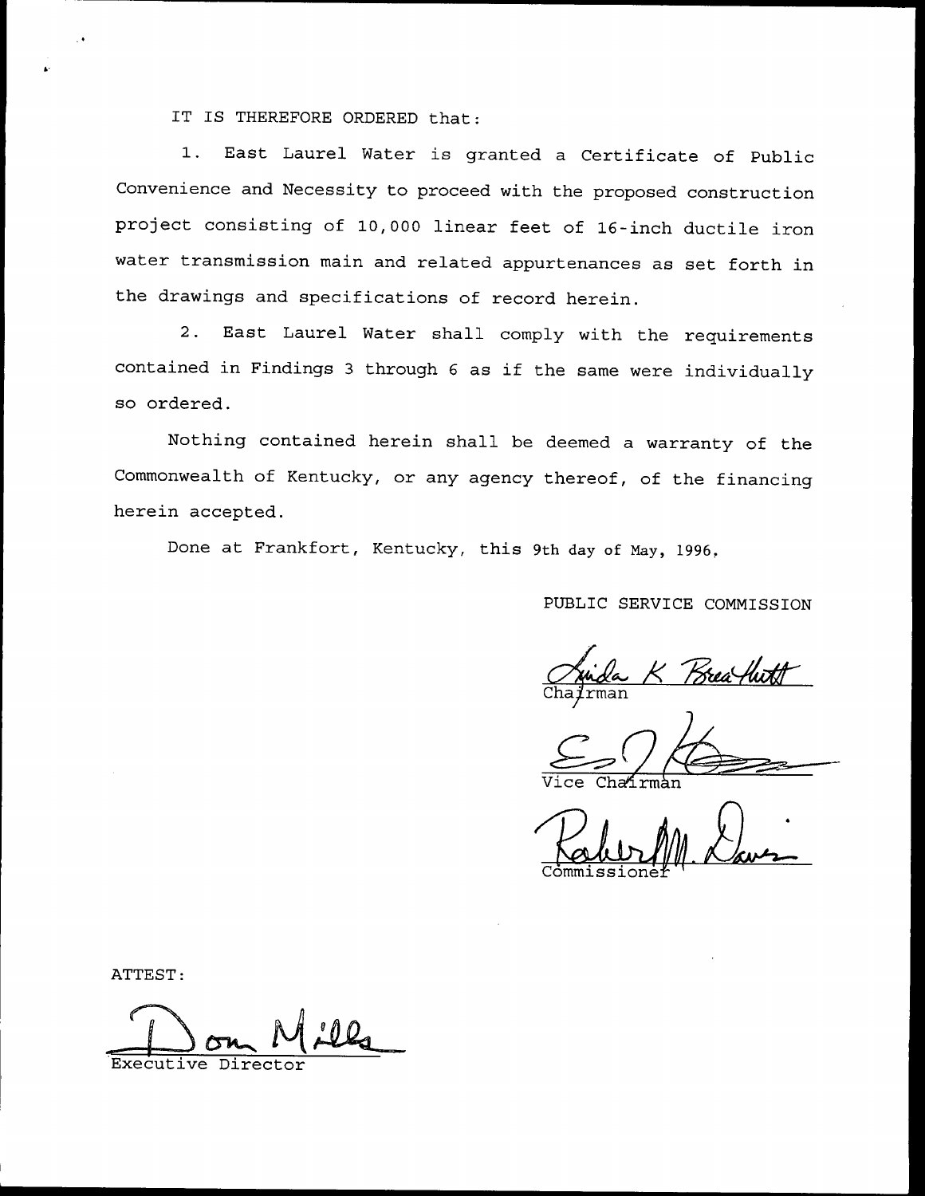IT IS THEREFORE ORDERED that:

1. East Laurel Water is granted a Certificate of Public Convenience and Necessity to proceed with the proposed construction project consisting of 10,000 linear feet of 16-inch ductile iron water transmission main and related appurtenances as set forth in the drawings and specifications of record herein.

2. East Laurel Water shall comply with the requirements contained in Findings 3 through 6 as if the same were individually so ordered.

Nothing contained herein shall be deemed a warranty of the Commonwealth of Kentucky, or any agency thereof, of the financing herein accepted.

Done at Frankfort, Kentucky, this 9th day of May, 1996.

PUBLIC SERVICE COMMISSION

Linda K Breathitt
Chairman

Vice Chairman

Robert M. Davis
Commissioner

ATTEST:

Don Mills
Executive Director